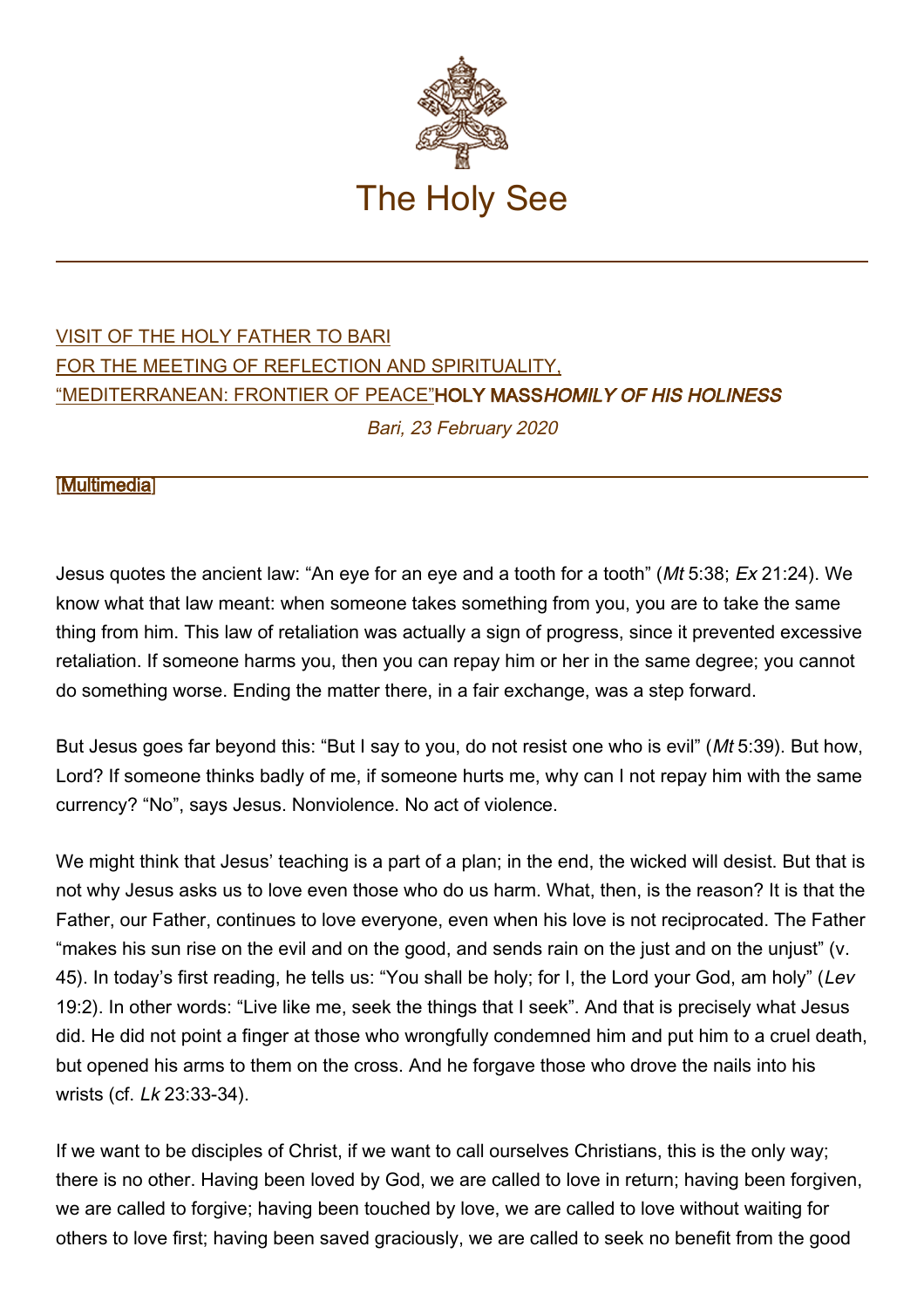# The Holy See

VISIT OF THE HOLY FATHER TO BARI
FOR THE MEETING OF REFLECTION AND SPIRITUALITY,
"MEDITERRANEAN: FRONTIER OF PEACE"

**HOLY MASS**

***HOMILY OF HIS HOLINESS***

*Bari, 23 February 2020*

[Multimedia]

Jesus quotes the ancient law: "An eye for an eye and a tooth for a tooth" (*Mt* 5:38; *Ex* 21:24). We know what that law meant: when someone takes something from you, you are to take the same thing from him. This law of retaliation was actually a sign of progress, since it prevented excessive retaliation. If someone harms you, then you can repay him or her in the same degree; you cannot do something worse. Ending the matter there, in a fair exchange, was a step forward.

But Jesus goes far beyond this: "But I say to you, do not resist one who is evil" (*Mt* 5:39). But how, Lord? If someone thinks badly of me, if someone hurts me, why can I not repay him with the same currency? "No", says Jesus. Nonviolence. No act of violence.

We might think that Jesus' teaching is a part of a plan; in the end, the wicked will desist. But that is not why Jesus asks us to love even those who do us harm. What, then, is the reason? It is that the Father, our Father, continues to love everyone, even when his love is not reciprocated. The Father "makes his sun rise on the evil and on the good, and sends rain on the just and on the unjust" (v. 45). In today's first reading, he tells us: "You shall be holy; for I, the Lord your God, am holy" (*Lev* 19:2). In other words: "Live like me, seek the things that I seek". And that is precisely what Jesus did. He did not point a finger at those who wrongfully condemned him and put him to a cruel death, but opened his arms to them on the cross. And he forgave those who drove the nails into his wrists (cf. *Lk* 23:33-34).

If we want to be disciples of Christ, if we want to call ourselves Christians, this is the only way; there is no other. Having been loved by God, we are called to love in return; having been forgiven, we are called to forgive; having been touched by love, we are called to love without waiting for others to love first; having been saved graciously, we are called to seek no benefit from the good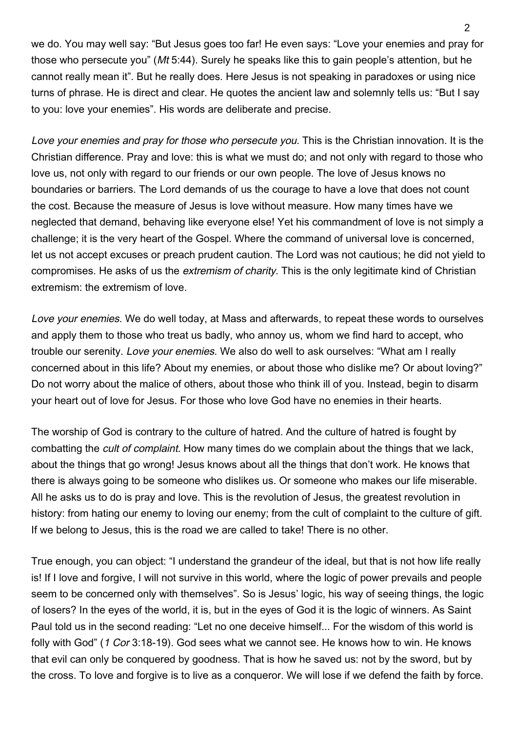we do. You may well say: "But Jesus goes too far! He even says: "Love your enemies and pray for those who persecute you" (*Mt* 5:44). Surely he speaks like this to gain people's attention, but he cannot really mean it". But he really does. Here Jesus is not speaking in paradoxes or using nice turns of phrase. He is direct and clear. He quotes the ancient law and solemnly tells us: "But I say to you: love your enemies". His words are deliberate and precise.

*Love your enemies and pray for those who persecute you*. This is the Christian innovation. It is the Christian difference. Pray and love: this is what we must do; and not only with regard to those who love us, not only with regard to our friends or our own people. The love of Jesus knows no boundaries or barriers. The Lord demands of us the courage to have a love that does not count the cost. Because the measure of Jesus is love without measure. How many times have we neglected that demand, behaving like everyone else! Yet his commandment of love is not simply a challenge; it is the very heart of the Gospel. Where the command of universal love is concerned, let us not accept excuses or preach prudent caution. The Lord was not cautious; he did not yield to compromises. He asks of us the *extremism of charity*. This is the only legitimate kind of Christian extremism: the extremism of love.

*Love your enemies*. We do well today, at Mass and afterwards, to repeat these words to ourselves and apply them to those who treat us badly, who annoy us, whom we find hard to accept, who trouble our serenity. *Love your enemies*. We also do well to ask ourselves: "What am I really concerned about in this life? About my enemies, or about those who dislike me? Or about loving?" Do not worry about the malice of others, about those who think ill of you. Instead, begin to disarm your heart out of love for Jesus. For those who love God have no enemies in their hearts.

The worship of God is contrary to the culture of hatred. And the culture of hatred is fought by combatting the *cult of complaint*. How many times do we complain about the things that we lack, about the things that go wrong! Jesus knows about all the things that don't work. He knows that there is always going to be someone who dislikes us. Or someone who makes our life miserable. All he asks us to do is pray and love. This is the revolution of Jesus, the greatest revolution in history: from hating our enemy to loving our enemy; from the cult of complaint to the culture of gift. If we belong to Jesus, this is the road we are called to take! There is no other.

True enough, you can object: "I understand the grandeur of the ideal, but that is not how life really is! If I love and forgive, I will not survive in this world, where the logic of power prevails and people seem to be concerned only with themselves". So is Jesus' logic, his way of seeing things, the logic of losers? In the eyes of the world, it is, but in the eyes of God it is the logic of winners. As Saint Paul told us in the second reading: "Let no one deceive himself... For the wisdom of this world is folly with God" (*1 Cor* 3:18-19). God sees what we cannot see. He knows how to win. He knows that evil can only be conquered by goodness. That is how he saved us: not by the sword, but by the cross. To love and forgive is to live as a conqueror. We will lose if we defend the faith by force.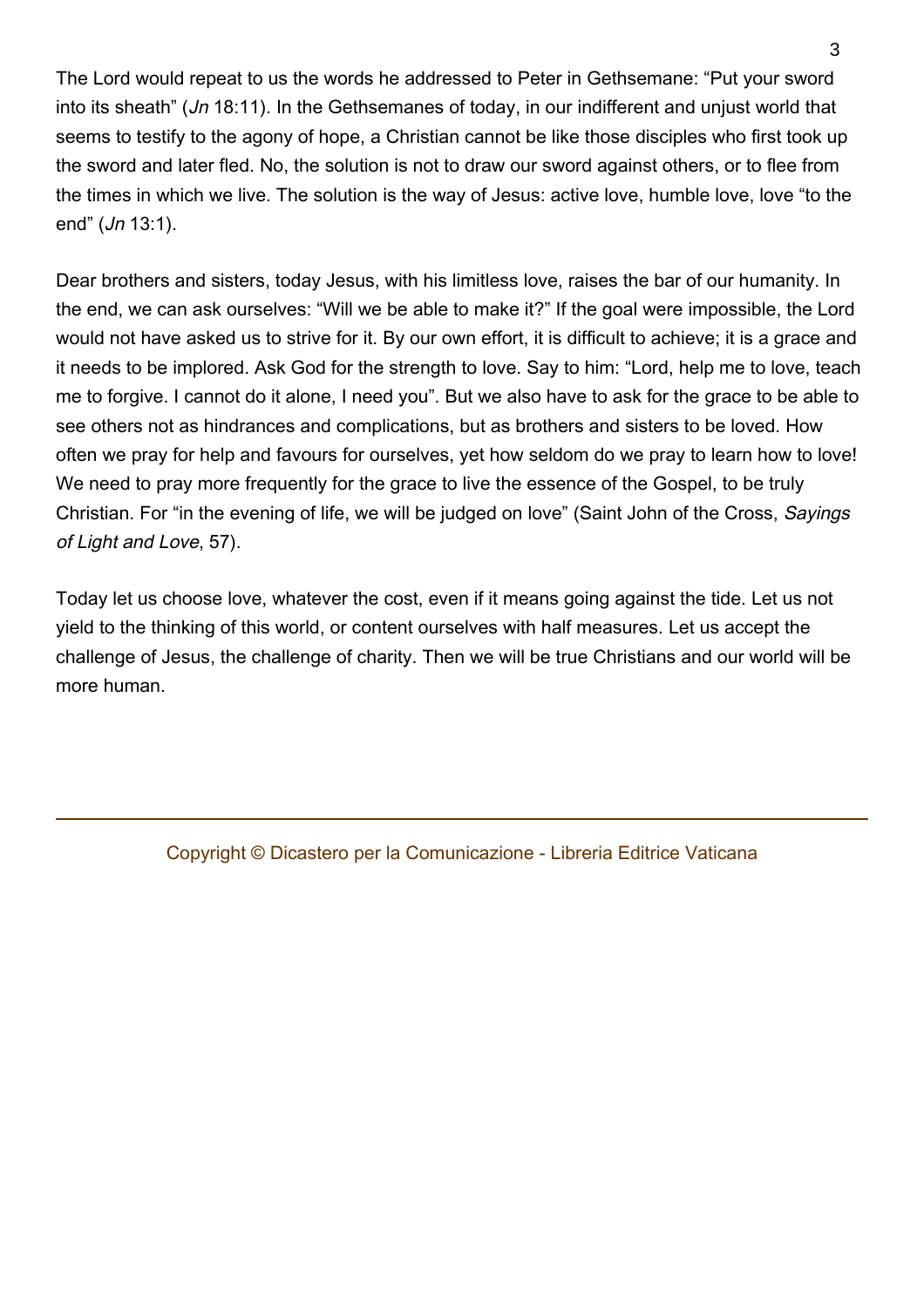The Lord would repeat to us the words he addressed to Peter in Gethsemane: "Put your sword into its sheath" (*Jn* 18:11). In the Gethsemanes of today, in our indifferent and unjust world that seems to testify to the agony of hope, a Christian cannot be like those disciples who first took up the sword and later fled. No, the solution is not to draw our sword against others, or to flee from the times in which we live. The solution is the way of Jesus: active love, humble love, love "to the end" (*Jn* 13:1).

Dear brothers and sisters, today Jesus, with his limitless love, raises the bar of our humanity. In the end, we can ask ourselves: "Will we be able to make it?" If the goal were impossible, the Lord would not have asked us to strive for it. By our own effort, it is difficult to achieve; it is a grace and it needs to be implored. Ask God for the strength to love. Say to him: "Lord, help me to love, teach me to forgive. I cannot do it alone, I need you". But we also have to ask for the grace to be able to see others not as hindrances and complications, but as brothers and sisters to be loved. How often we pray for help and favours for ourselves, yet how seldom do we pray to learn how to love! We need to pray more frequently for the grace to live the essence of the Gospel, to be truly Christian. For "in the evening of life, we will be judged on love" (Saint John of the Cross, *Sayings of Light and Love*, 57).

Today let us choose love, whatever the cost, even if it means going against the tide. Let us not yield to the thinking of this world, or content ourselves with half measures. Let us accept the challenge of Jesus, the challenge of charity. Then we will be true Christians and our world will be more human.

---

Copyright © Dicastero per la Comunicazione - Libreria Editrice Vaticana